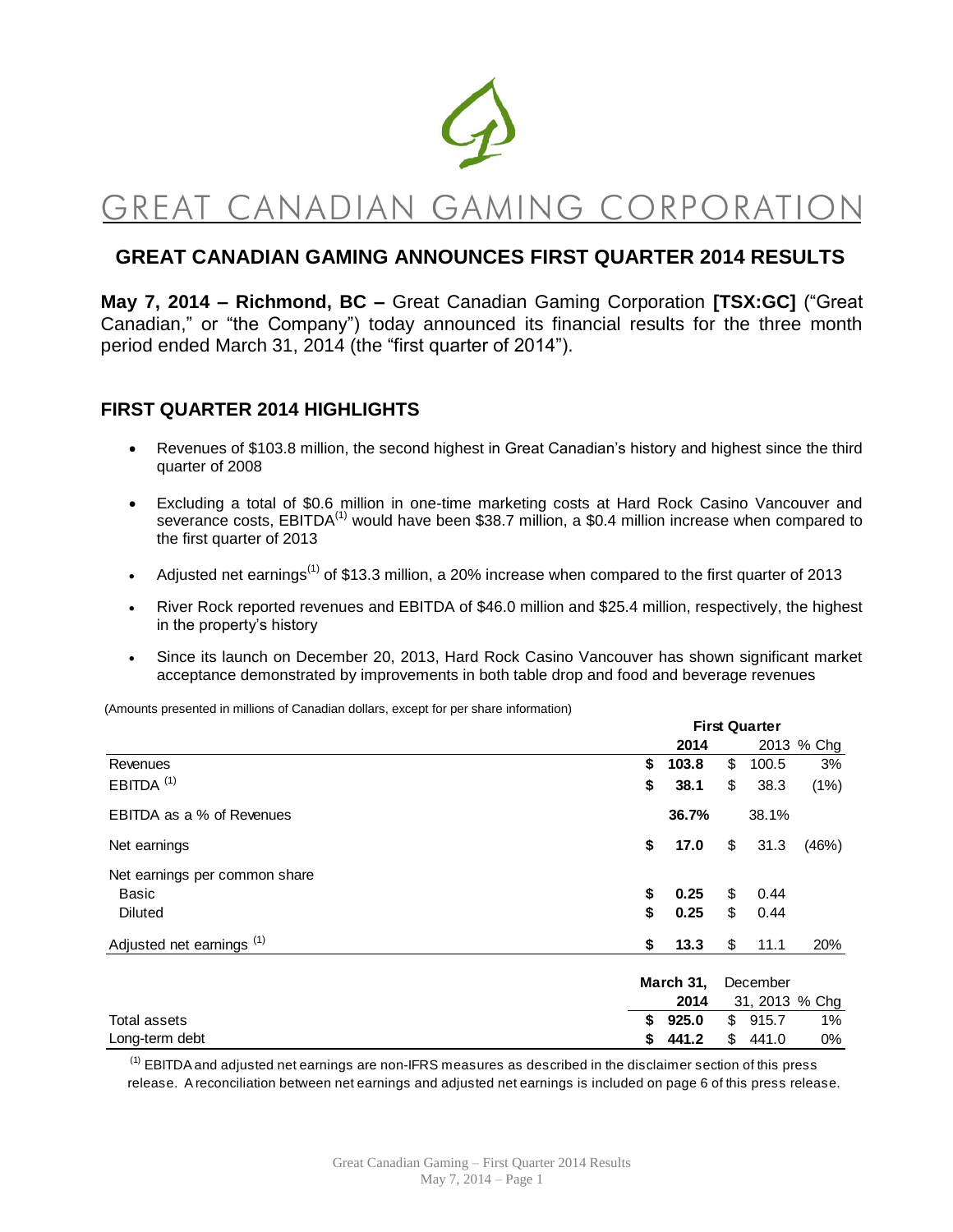# GREAT CANADIAN GAMING CORPORATION

## GREAT CANADIAN GAMING ANNOUNCES FIRST QUARTER 2014 RESULTS

**May 7, 2014 – Richmond, BC –** Great Canadian Gaming Corporation **[TSX:GC]** ("Great Canadian," or "the Company") today announced its financial results for the three month period ended March 31, 2014 (the "first quarter of 2014").

## FIRST QUARTER 2014 HIGHLIGHTS

- Revenues of $103.8 million, the second highest in Great Canadian's history and highest since the third quarter of 2008
- Excluding a total of $0.6 million in one-time marketing costs at Hard Rock Casino Vancouver and severance costs, EBITDA[(1)] would have been $38.7 million, a $0.4 million increase when compared to the first quarter of 2013
- Adjusted net earnings[(1)] of $13.3 million, a 20% increase when compared to the first quarter of 2013
- River Rock reported revenues and EBITDA of $46.0 million and $25.4 million, respectively, the highest in the property's history
- Since its launch on December 20, 2013, Hard Rock Casino Vancouver has shown significant market acceptance demonstrated by improvements in both table drop and food and beverage revenues

(Amounts presented in millions of Canadian dollars, except for per share information)

| | First Quarter | | |
|---|---|---|---|
| | **2014** | 2013 | % Chg |
| Revenues | **$ 103.8** | $ 100.5 | 3% |
| EBITDA [(1)] | **$ 38.1** | $ 38.3 | (1%) |
| EBITDA as a % of Revenues | **36.7%** | 38.1% | |
| Net earnings | **$ 17.0** | $ 31.3 | (46%) |
| Net earnings per common share | | | |
| Basic | **$ 0.25** | $ 0.44 | |
| Diluted | **$ 0.25** | $ 0.44 | |
| Adjusted net earnings [(1)] | **$ 13.3** | $ 11.1 | 20% |

| | **March 31, 2014** | December 31, 2013 | % Chg |
|---|---|---|---|
| Total assets | **$ 925.0** | $ 915.7 | 1% |
| Long-term debt | **$ 441.2** | $ 441.0 | 0% |

[(1)] EBITDA and adjusted net earnings are non-IFRS measures as described in the disclaimer section of this press release. A reconciliation between net earnings and adjusted net earnings is included on page 6 of this press release.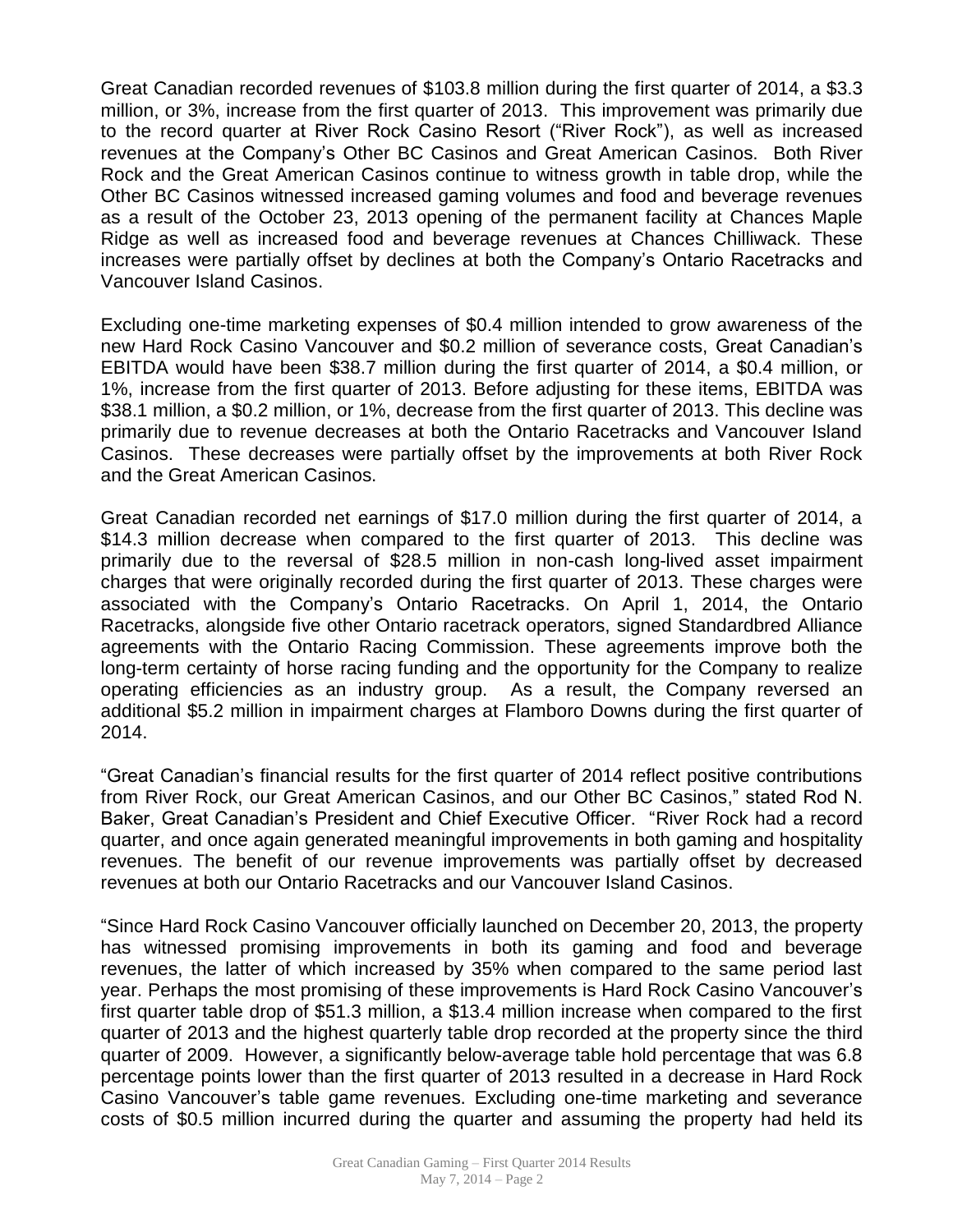Great Canadian recorded revenues of $103.8 million during the first quarter of 2014, a $3.3 million, or 3%, increase from the first quarter of 2013. This improvement was primarily due to the record quarter at River Rock Casino Resort ("River Rock"), as well as increased revenues at the Company's Other BC Casinos and Great American Casinos. Both River Rock and the Great American Casinos continue to witness growth in table drop, while the Other BC Casinos witnessed increased gaming volumes and food and beverage revenues as a result of the October 23, 2013 opening of the permanent facility at Chances Maple Ridge as well as increased food and beverage revenues at Chances Chilliwack. These increases were partially offset by declines at both the Company's Ontario Racetracks and Vancouver Island Casinos.

Excluding one-time marketing expenses of $0.4 million intended to grow awareness of the new Hard Rock Casino Vancouver and $0.2 million of severance costs, Great Canadian's EBITDA would have been $38.7 million during the first quarter of 2014, a $0.4 million, or 1%, increase from the first quarter of 2013. Before adjusting for these items, EBITDA was $38.1 million, a $0.2 million, or 1%, decrease from the first quarter of 2013. This decline was primarily due to revenue decreases at both the Ontario Racetracks and Vancouver Island Casinos. These decreases were partially offset by the improvements at both River Rock and the Great American Casinos.

Great Canadian recorded net earnings of $17.0 million during the first quarter of 2014, a $14.3 million decrease when compared to the first quarter of 2013. This decline was primarily due to the reversal of $28.5 million in non-cash long-lived asset impairment charges that were originally recorded during the first quarter of 2013. These charges were associated with the Company's Ontario Racetracks. On April 1, 2014, the Ontario Racetracks, alongside five other Ontario racetrack operators, signed Standardbred Alliance agreements with the Ontario Racing Commission. These agreements improve both the long-term certainty of horse racing funding and the opportunity for the Company to realize operating efficiencies as an industry group. As a result, the Company reversed an additional $5.2 million in impairment charges at Flamboro Downs during the first quarter of 2014.

"Great Canadian's financial results for the first quarter of 2014 reflect positive contributions from River Rock, our Great American Casinos, and our Other BC Casinos," stated Rod N. Baker, Great Canadian's President and Chief Executive Officer. "River Rock had a record quarter, and once again generated meaningful improvements in both gaming and hospitality revenues. The benefit of our revenue improvements was partially offset by decreased revenues at both our Ontario Racetracks and our Vancouver Island Casinos.

"Since Hard Rock Casino Vancouver officially launched on December 20, 2013, the property has witnessed promising improvements in both its gaming and food and beverage revenues, the latter of which increased by 35% when compared to the same period last year. Perhaps the most promising of these improvements is Hard Rock Casino Vancouver's first quarter table drop of $51.3 million, a $13.4 million increase when compared to the first quarter of 2013 and the highest quarterly table drop recorded at the property since the third quarter of 2009. However, a significantly below-average table hold percentage that was 6.8 percentage points lower than the first quarter of 2013 resulted in a decrease in Hard Rock Casino Vancouver's table game revenues. Excluding one-time marketing and severance costs of $0.5 million incurred during the quarter and assuming the property had held its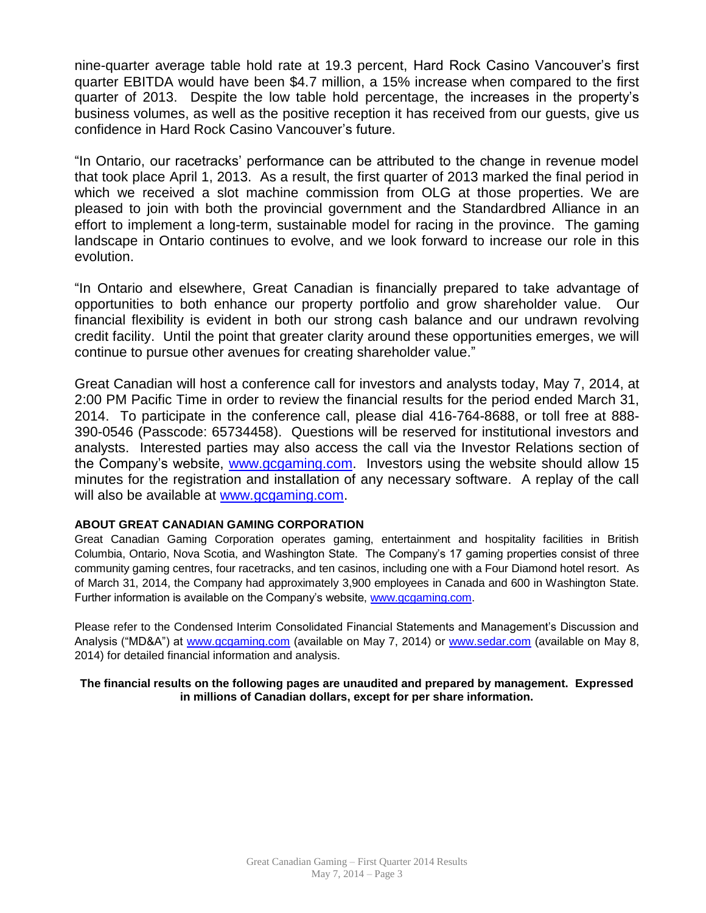nine-quarter average table hold rate at 19.3 percent, Hard Rock Casino Vancouver's first quarter EBITDA would have been $4.7 million, a 15% increase when compared to the first quarter of 2013. Despite the low table hold percentage, the increases in the property's business volumes, as well as the positive reception it has received from our guests, give us confidence in Hard Rock Casino Vancouver's future.

"In Ontario, our racetracks' performance can be attributed to the change in revenue model that took place April 1, 2013. As a result, the first quarter of 2013 marked the final period in which we received a slot machine commission from OLG at those properties. We are pleased to join with both the provincial government and the Standardbred Alliance in an effort to implement a long-term, sustainable model for racing in the province. The gaming landscape in Ontario continues to evolve, and we look forward to increase our role in this evolution.

"In Ontario and elsewhere, Great Canadian is financially prepared to take advantage of opportunities to both enhance our property portfolio and grow shareholder value. Our financial flexibility is evident in both our strong cash balance and our undrawn revolving credit facility. Until the point that greater clarity around these opportunities emerges, we will continue to pursue other avenues for creating shareholder value."

Great Canadian will host a conference call for investors and analysts today, May 7, 2014, at 2:00 PM Pacific Time in order to review the financial results for the period ended March 31, 2014. To participate in the conference call, please dial 416-764-8688, or toll free at 888-390-0546 (Passcode: 65734458). Questions will be reserved for institutional investors and analysts. Interested parties may also access the call via the Investor Relations section of the Company's website, www.gcgaming.com. Investors using the website should allow 15 minutes for the registration and installation of any necessary software. A replay of the call will also be available at www.gcgaming.com.

**ABOUT GREAT CANADIAN GAMING CORPORATION**

Great Canadian Gaming Corporation operates gaming, entertainment and hospitality facilities in British Columbia, Ontario, Nova Scotia, and Washington State. The Company's 17 gaming properties consist of three community gaming centres, four racetracks, and ten casinos, including one with a Four Diamond hotel resort. As of March 31, 2014, the Company had approximately 3,900 employees in Canada and 600 in Washington State. Further information is available on the Company's website, www.gcgaming.com.

Please refer to the Condensed Interim Consolidated Financial Statements and Management's Discussion and Analysis ("MD&A") at www.gcgaming.com (available on May 7, 2014) or www.sedar.com (available on May 8, 2014) for detailed financial information and analysis.

**The financial results on the following pages are unaudited and prepared by management. Expressed in millions of Canadian dollars, except for per share information.**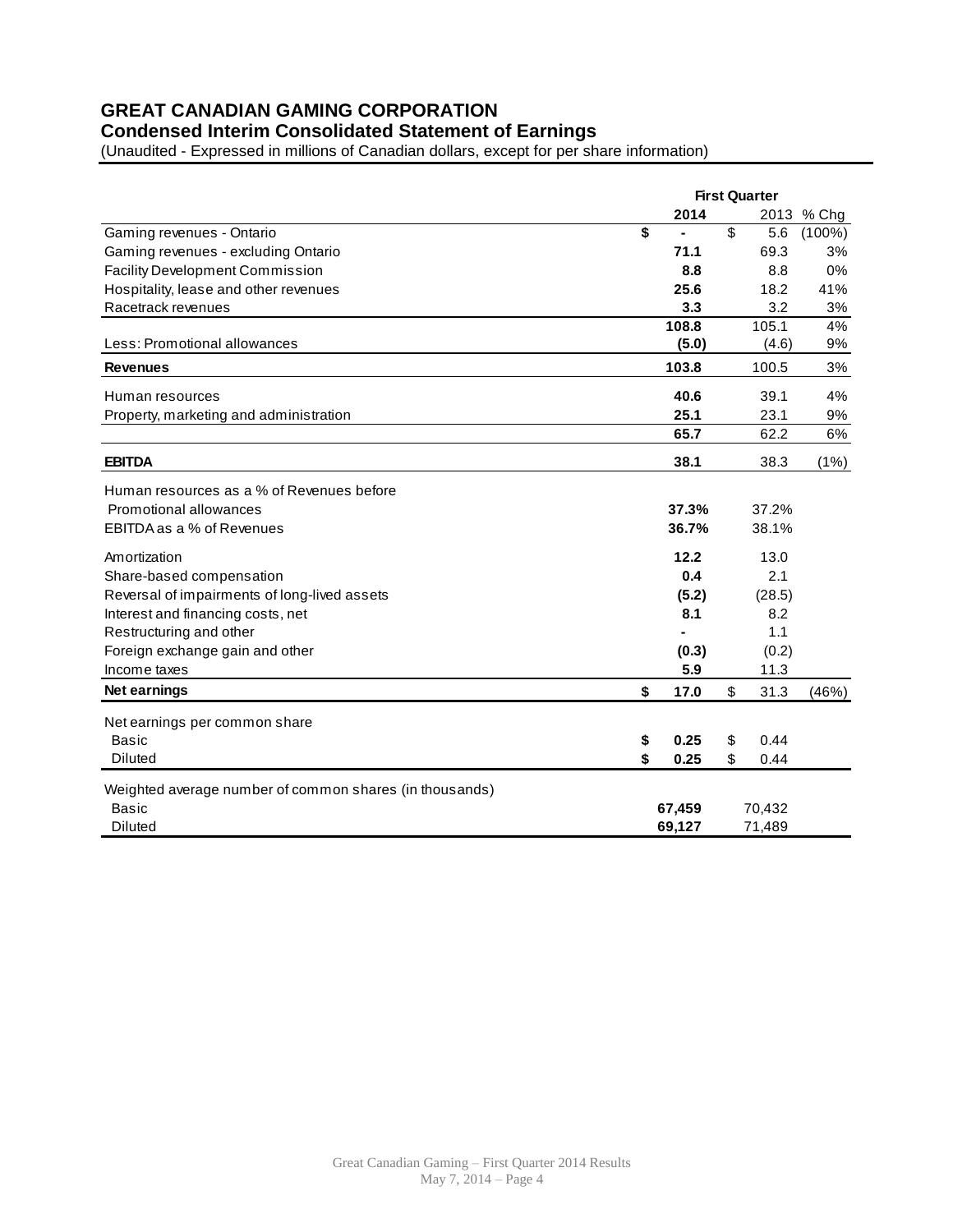# GREAT CANADIAN GAMING CORPORATION

## Condensed Interim Consolidated Statement of Earnings

(Unaudited - Expressed in millions of Canadian dollars, except for per share information)

| | First Quarter | | |
|---|---|---|---|
| | **2014** | 2013 | % Chg |
| Gaming revenues - Ontario | **$ -** | $ 5.6 | (100%) |
| Gaming revenues - excluding Ontario | **71.1** | 69.3 | 3% |
| Facility Development Commission | **8.8** | 8.8 | 0% |
| Hospitality, lease and other revenues | **25.6** | 18.2 | 41% |
| Racetrack revenues | **3.3** | 3.2 | 3% |
| | **108.8** | 105.1 | 4% |
| Less: Promotional allowances | **(5.0)** | (4.6) | 9% |
| **Revenues** | **103.8** | 100.5 | 3% |
| Human resources | **40.6** | 39.1 | 4% |
| Property, marketing and administration | **25.1** | 23.1 | 9% |
| | **65.7** | 62.2 | 6% |
| **EBITDA** | **38.1** | 38.3 | (1%) |
| Human resources as a % of Revenues before Promotional allowances | **37.3%** | 37.2% | |
| EBITDA as a % of Revenues | **36.7%** | 38.1% | |
| Amortization | **12.2** | 13.0 | |
| Share-based compensation | **0.4** | 2.1 | |
| Reversal of impairments of long-lived assets | **(5.2)** | (28.5) | |
| Interest and financing costs, net | **8.1** | 8.2 | |
| Restructuring and other | **-** | 1.1 | |
| Foreign exchange gain and other | **(0.3)** | (0.2) | |
| Income taxes | **5.9** | 11.3 | |
| **Net earnings** | **$ 17.0** | $ 31.3 | (46%) |
| Net earnings per common share | | | |
| Basic | **$ 0.25** | $ 0.44 | |
| Diluted | **$ 0.25** | $ 0.44 | |
| Weighted average number of common shares (in thousands) | | | |
| Basic | **67,459** | 70,432 | |
| Diluted | **69,127** | 71,489 | |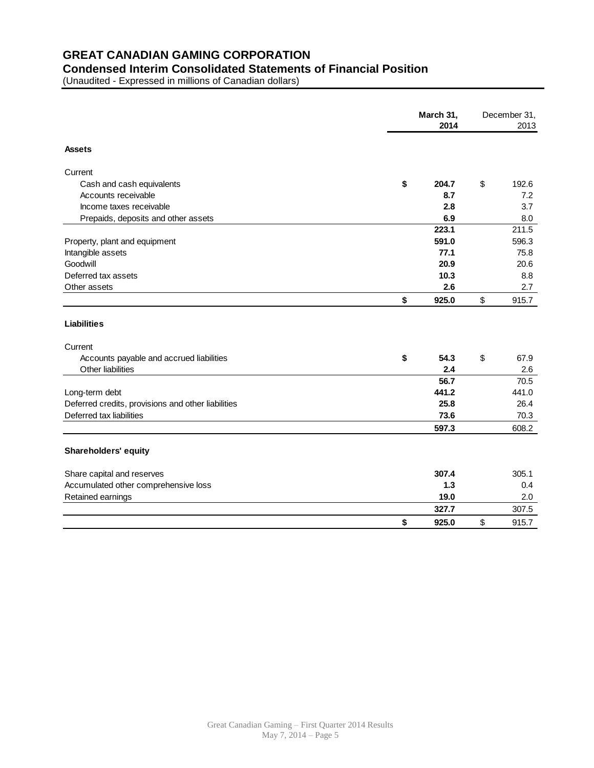# GREAT CANADIAN GAMING CORPORATION

## Condensed Interim Consolidated Statements of Financial Position

(Unaudited - Expressed in millions of Canadian dollars)

| | March 31, 2014 | December 31, 2013 |
|---|---|---|
| **Assets** | | |
| Current | | |
| Cash and cash equivalents | **$ 204.7** | $ 192.6 |
| Accounts receivable | **8.7** | 7.2 |
| Income taxes receivable | **2.8** | 3.7 |
| Prepaids, deposits and other assets | **6.9** | 8.0 |
| | **223.1** | 211.5 |
| Property, plant and equipment | **591.0** | 596.3 |
| Intangible assets | **77.1** | 75.8 |
| Goodwill | **20.9** | 20.6 |
| Deferred tax assets | **10.3** | 8.8 |
| Other assets | **2.6** | 2.7 |
| | **$ 925.0** | $ 915.7 |
| **Liabilities** | | |
| Current | | |
| Accounts payable and accrued liabilities | **$ 54.3** | $ 67.9 |
| Other liabilities | **2.4** | 2.6 |
| | **56.7** | 70.5 |
| Long-term debt | **441.2** | 441.0 |
| Deferred credits, provisions and other liabilities | **25.8** | 26.4 |
| Deferred tax liabilities | **73.6** | 70.3 |
| | **597.3** | 608.2 |
| **Shareholders' equity** | | |
| Share capital and reserves | **307.4** | 305.1 |
| Accumulated other comprehensive loss | **1.3** | 0.4 |
| Retained earnings | **19.0** | 2.0 |
| | **327.7** | 307.5 |
| | **$ 925.0** | $ 915.7 |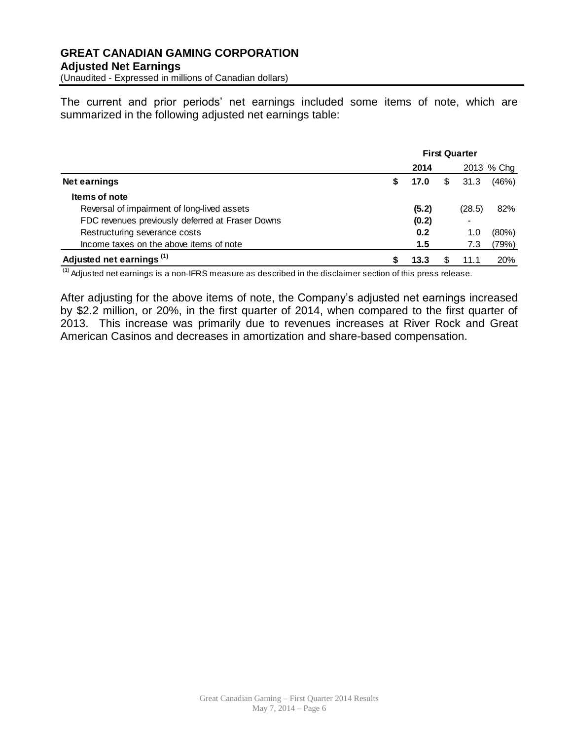**GREAT CANADIAN GAMING CORPORATION**
**Adjusted Net Earnings**
(Unaudited - Expressed in millions of Canadian dollars)

The current and prior periods' net earnings included some items of note, which are summarized in the following adjusted net earnings table:

| | First Quarter | | |
|---|---|---|---|
| | **2014** | 2013 | % Chg |
| **Net earnings** | **$ 17.0** | $ 31.3 | (46%) |
| **Items of note** | | | |
| Reversal of impairment of long-lived assets | **(5.2)** | (28.5) | 82% |
| FDC revenues previously deferred at Fraser Downs | **(0.2)** | - | |
| Restructuring severance costs | **0.2** | 1.0 | (80%) |
| Income taxes on the above items of note | **1.5** | 7.3 | (79%) |
| **Adjusted net earnings [(1)]** | **$ 13.3** | $ 11.1 | 20% |

[(1)] Adjusted net earnings is a non-IFRS measure as described in the disclaimer section of this press release.

After adjusting for the above items of note, the Company's adjusted net earnings increased by $2.2 million, or 20%, in the first quarter of 2014, when compared to the first quarter of 2013. This increase was primarily due to revenues increases at River Rock and Great American Casinos and decreases in amortization and share-based compensation.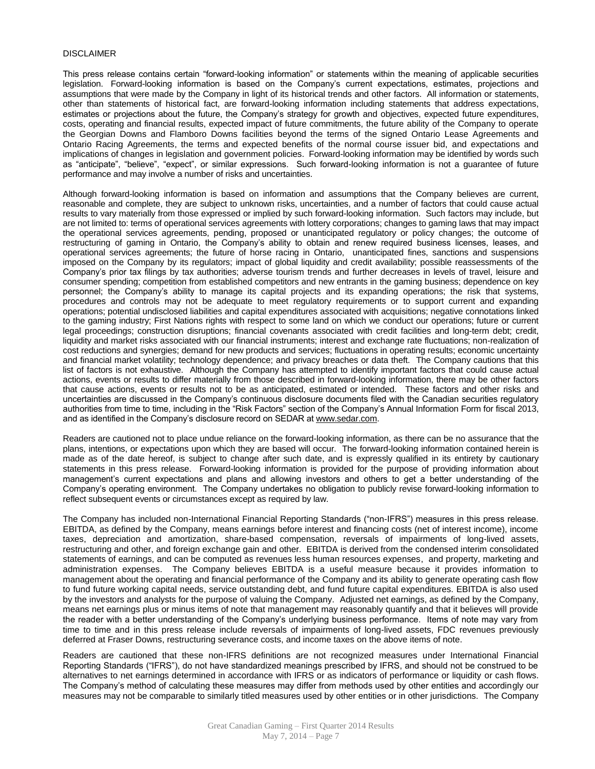DISCLAIMER

This press release contains certain "forward-looking information" or statements within the meaning of applicable securities legislation. Forward-looking information is based on the Company's current expectations, estimates, projections and assumptions that were made by the Company in light of its historical trends and other factors. All information or statements, other than statements of historical fact, are forward-looking information including statements that address expectations, estimates or projections about the future, the Company's strategy for growth and objectives, expected future expenditures, costs, operating and financial results, expected impact of future commitments, the future ability of the Company to operate the Georgian Downs and Flamboro Downs facilities beyond the terms of the signed Ontario Lease Agreements and Ontario Racing Agreements, the terms and expected benefits of the normal course issuer bid, and expectations and implications of changes in legislation and government policies. Forward-looking information may be identified by words such as "anticipate", "believe", "expect", or similar expressions. Such forward-looking information is not a guarantee of future performance and may involve a number of risks and uncertainties.

Although forward-looking information is based on information and assumptions that the Company believes are current, reasonable and complete, they are subject to unknown risks, uncertainties, and a number of factors that could cause actual results to vary materially from those expressed or implied by such forward-looking information. Such factors may include, but are not limited to: terms of operational services agreements with lottery corporations; changes to gaming laws that may impact the operational services agreements, pending, proposed or unanticipated regulatory or policy changes; the outcome of restructuring of gaming in Ontario, the Company's ability to obtain and renew required business licenses, leases, and operational services agreements; the future of horse racing in Ontario, unanticipated fines, sanctions and suspensions imposed on the Company by its regulators; impact of global liquidity and credit availability; possible reassessments of the Company's prior tax filings by tax authorities; adverse tourism trends and further decreases in levels of travel, leisure and consumer spending; competition from established competitors and new entrants in the gaming business; dependence on key personnel; the Company's ability to manage its capital projects and its expanding operations; the risk that systems, procedures and controls may not be adequate to meet regulatory requirements or to support current and expanding operations; potential undisclosed liabilities and capital expenditures associated with acquisitions; negative connotations linked to the gaming industry; First Nations rights with respect to some land on which we conduct our operations; future or current legal proceedings; construction disruptions; financial covenants associated with credit facilities and long-term debt; credit, liquidity and market risks associated with our financial instruments; interest and exchange rate fluctuations; non-realization of cost reductions and synergies; demand for new products and services; fluctuations in operating results; economic uncertainty and financial market volatility; technology dependence; and privacy breaches or data theft. The Company cautions that this list of factors is not exhaustive. Although the Company has attempted to identify important factors that could cause actual actions, events or results to differ materially from those described in forward-looking information, there may be other factors that cause actions, events or results not to be as anticipated, estimated or intended. These factors and other risks and uncertainties are discussed in the Company's continuous disclosure documents filed with the Canadian securities regulatory authorities from time to time, including in the "Risk Factors" section of the Company's Annual Information Form for fiscal 2013, and as identified in the Company's disclosure record on SEDAR at www.sedar.com.

Readers are cautioned not to place undue reliance on the forward-looking information, as there can be no assurance that the plans, intentions, or expectations upon which they are based will occur. The forward-looking information contained herein is made as of the date hereof, is subject to change after such date, and is expressly qualified in its entirety by cautionary statements in this press release. Forward-looking information is provided for the purpose of providing information about management's current expectations and plans and allowing investors and others to get a better understanding of the Company's operating environment. The Company undertakes no obligation to publicly revise forward-looking information to reflect subsequent events or circumstances except as required by law.

The Company has included non-International Financial Reporting Standards ("non-IFRS") measures in this press release. EBITDA, as defined by the Company, means earnings before interest and financing costs (net of interest income), income taxes, depreciation and amortization, share-based compensation, reversals of impairments of long-lived assets, restructuring and other, and foreign exchange gain and other. EBITDA is derived from the condensed interim consolidated statements of earnings, and can be computed as revenues less human resources expenses, and property, marketing and administration expenses. The Company believes EBITDA is a useful measure because it provides information to management about the operating and financial performance of the Company and its ability to generate operating cash flow to fund future working capital needs, service outstanding debt, and fund future capital expenditures. EBITDA is also used by the investors and analysts for the purpose of valuing the Company. Adjusted net earnings, as defined by the Company, means net earnings plus or minus items of note that management may reasonably quantify and that it believes will provide the reader with a better understanding of the Company's underlying business performance. Items of note may vary from time to time and in this press release include reversals of impairments of long-lived assets, FDC revenues previously deferred at Fraser Downs, restructuring severance costs, and income taxes on the above items of note.

Readers are cautioned that these non-IFRS definitions are not recognized measures under International Financial Reporting Standards ("IFRS"), do not have standardized meanings prescribed by IFRS, and should not be construed to be alternatives to net earnings determined in accordance with IFRS or as indicators of performance or liquidity or cash flows. The Company's method of calculating these measures may differ from methods used by other entities and accordingly our measures may not be comparable to similarly titled measures used by other entities or in other jurisdictions. The Company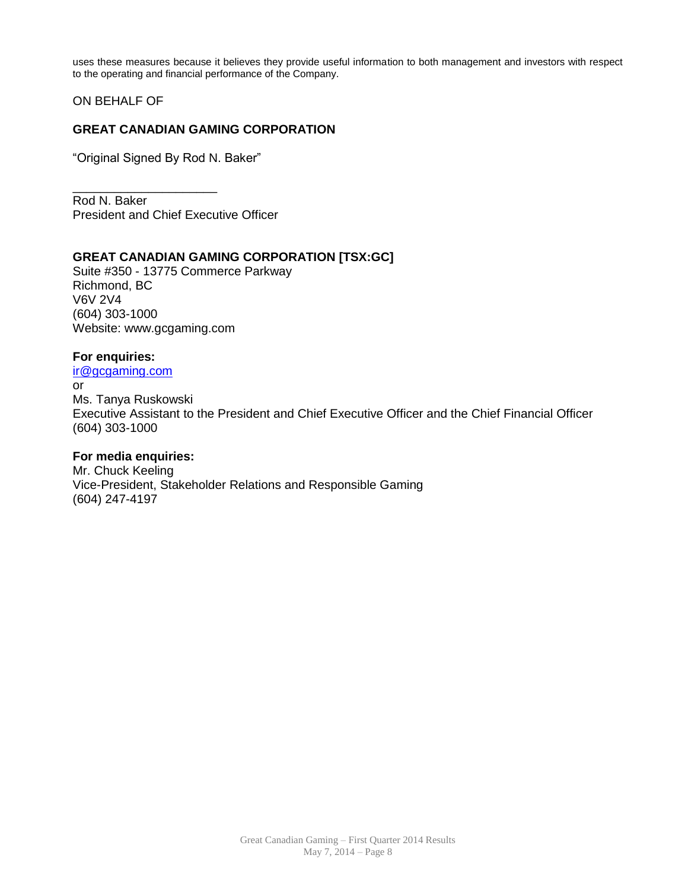uses these measures because it believes they provide useful information to both management and investors with respect to the operating and financial performance of the Company.

ON BEHALF OF

**GREAT CANADIAN GAMING CORPORATION**

"Original Signed By Rod N. Baker"

\_\_\_\_\_\_\_\_\_\_\_\_\_\_\_\_\_\_\_\_\_\_

Rod N. Baker
President and Chief Executive Officer

**GREAT CANADIAN GAMING CORPORATION [TSX:GC]**
Suite #350 - 13775 Commerce Parkway
Richmond, BC
V6V 2V4
(604) 303-1000
Website: www.gcgaming.com

**For enquiries:**
ir@gcgaming.com
or
Ms. Tanya Ruskowski
Executive Assistant to the President and Chief Executive Officer and the Chief Financial Officer
(604) 303-1000

**For media enquiries:**
Mr. Chuck Keeling
Vice-President, Stakeholder Relations and Responsible Gaming
(604) 247-4197